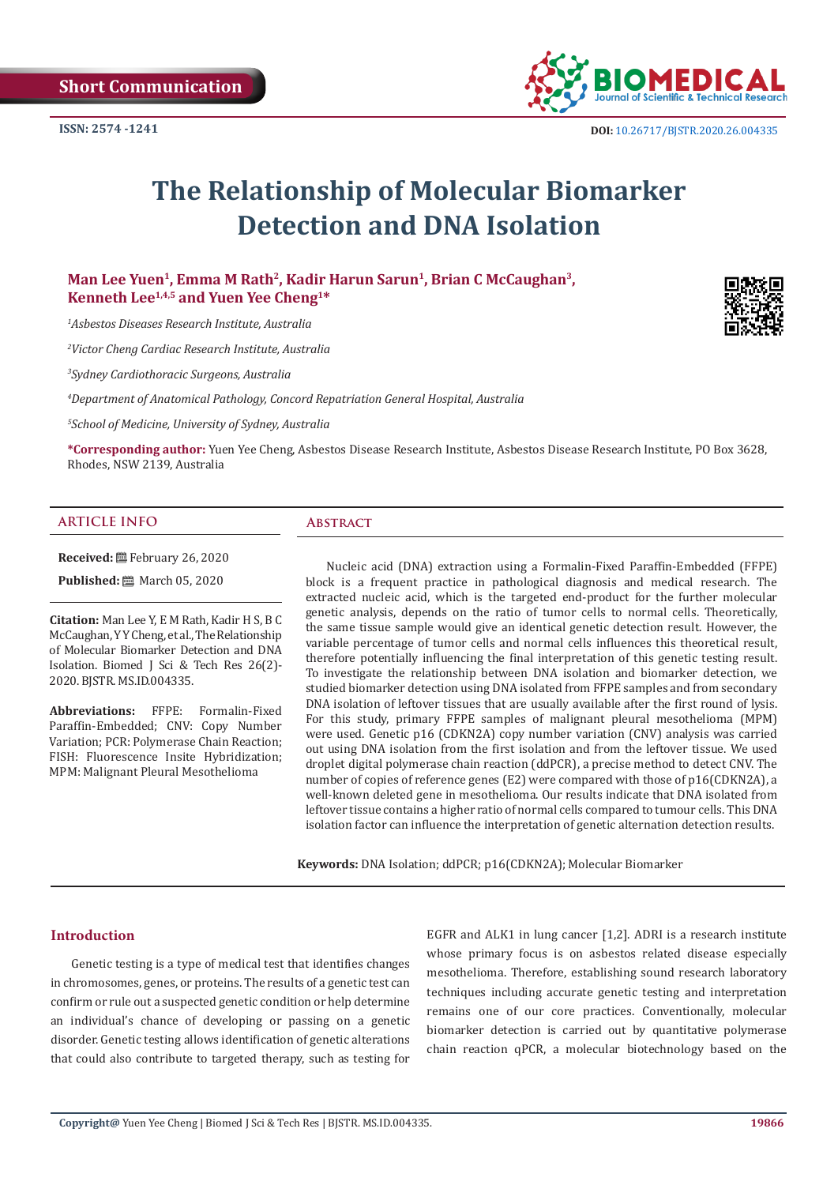Short Communication

ISSN: 2574 -1241

DOI: 10.26717/BJSTR.2020.26.004335

# The Relationship of Molecular Biomarker Detection and DNA Isolation

**Man Lee Yuen[1], Emma M Rath[2], Kadir Harun Sarun[1], Brian C McCaughan[3], Kenneth Lee[1,4,5] and Yuen Yee Cheng[1]***

*[1]Asbestos Diseases Research Institute, Australia*

*[2]Victor Cheng Cardiac Research Institute, Australia*

*[3]Sydney Cardiothoracic Surgeons, Australia*

*[4]Department of Anatomical Pathology, Concord Repatriation General Hospital, Australia*

*[5]School of Medicine, University of Sydney, Australia*

***Corresponding author:** Yuen Yee Cheng, Asbestos Disease Research Institute, Asbestos Disease Research Institute, PO Box 3628, Rhodes, NSW 2139, Australia

## ARTICLE INFO

**Received:** February 26, 2020

**Published:** March 05, 2020

**Citation:** Man Lee Y, E M Rath, Kadir H S, B C McCaughan, Y Y Cheng, et al., The Relationship of Molecular Biomarker Detection and DNA Isolation. Biomed J Sci & Tech Res 26(2)-2020. BJSTR. MS.ID.004335.

**Abbreviations:** FFPE: Formalin-Fixed Paraffin-Embedded; CNV: Copy Number Variation; PCR: Polymerase Chain Reaction; FISH: Fluorescence Insite Hybridization; MPM: Malignant Pleural Mesothelioma

## Abstract

Nucleic acid (DNA) extraction using a Formalin-Fixed Paraffin-Embedded (FFPE) block is a frequent practice in pathological diagnosis and medical research. The extracted nucleic acid, which is the targeted end-product for the further molecular genetic analysis, depends on the ratio of tumor cells to normal cells. Theoretically, the same tissue sample would give an identical genetic detection result. However, the variable percentage of tumor cells and normal cells influences this theoretical result, therefore potentially influencing the final interpretation of this genetic testing result. To investigate the relationship between DNA isolation and biomarker detection, we studied biomarker detection using DNA isolated from FFPE samples and from secondary DNA isolation of leftover tissues that are usually available after the first round of lysis. For this study, primary FFPE samples of malignant pleural mesothelioma (MPM) were used. Genetic p16 (CDKN2A) copy number variation (CNV) analysis was carried out using DNA isolation from the first isolation and from the leftover tissue. We used droplet digital polymerase chain reaction (ddPCR), a precise method to detect CNV. The number of copies of reference genes (E2) were compared with those of p16(CDKN2A), a well-known deleted gene in mesothelioma. Our results indicate that DNA isolated from leftover tissue contains a higher ratio of normal cells compared to tumour cells. This DNA isolation factor can influence the interpretation of genetic alternation detection results.

**Keywords:** DNA Isolation; ddPCR; p16(CDKN2A); Molecular Biomarker

## Introduction

Genetic testing is a type of medical test that identifies changes in chromosomes, genes, or proteins. The results of a genetic test can confirm or rule out a suspected genetic condition or help determine an individual's chance of developing or passing on a genetic disorder. Genetic testing allows identification of genetic alterations that could also contribute to targeted therapy, such as testing for EGFR and ALK1 in lung cancer [1,2]. ADRI is a research institute whose primary focus is on asbestos related disease especially mesothelioma. Therefore, establishing sound research laboratory techniques including accurate genetic testing and interpretation remains one of our core practices. Conventionally, molecular biomarker detection is carried out by quantitative polymerase chain reaction qPCR, a molecular biotechnology based on the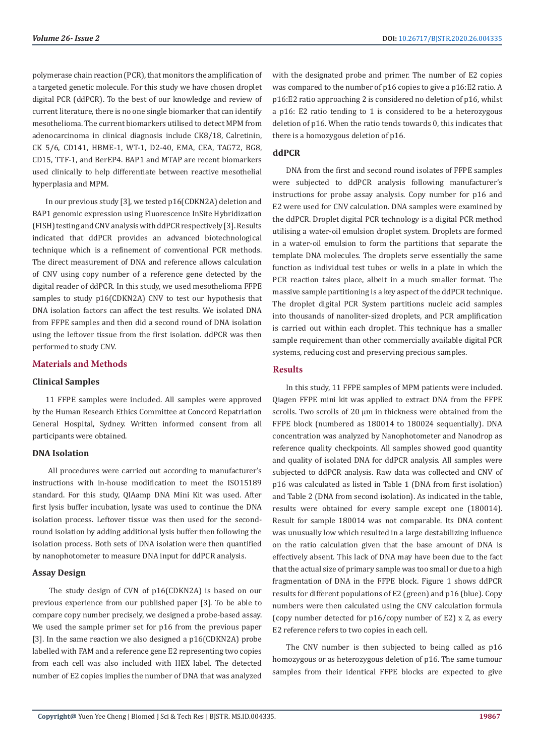polymerase chain reaction (PCR), that monitors the amplification of a targeted genetic molecule. For this study we have chosen droplet digital PCR (ddPCR). To the best of our knowledge and review of current literature, there is no one single biomarker that can identify mesothelioma. The current biomarkers utilised to detect MPM from adenocarcinoma in clinical diagnosis include CK8/18, Calretinin, CK 5/6, CD141, HBME-1, WT-1, D2-40, EMA, CEA, TAG72, BG8, CD15, TTF-1, and BerEP4. BAP1 and MTAP are recent biomarkers used clinically to help differentiate between reactive mesothelial hyperplasia and MPM.

In our previous study [3], we tested p16(CDKN2A) deletion and BAP1 genomic expression using Fluorescence InSite Hybridization (FISH) testing and CNV analysis with ddPCR respectively [3]. Results indicated that ddPCR provides an advanced biotechnological technique which is a refinement of conventional PCR methods. The direct measurement of DNA and reference allows calculation of CNV using copy number of a reference gene detected by the digital reader of ddPCR. In this study, we used mesothelioma FFPE samples to study p16(CDKN2A) CNV to test our hypothesis that DNA isolation factors can affect the test results. We isolated DNA from FFPE samples and then did a second round of DNA isolation using the leftover tissue from the first isolation. ddPCR was then performed to study CNV.

## Materials and Methods

### Clinical Samples

11 FFPE samples were included. All samples were approved by the Human Research Ethics Committee at Concord Repatriation General Hospital, Sydney. Written informed consent from all participants were obtained.

### DNA Isolation

All procedures were carried out according to manufacturer's instructions with in-house modification to meet the ISO15189 standard. For this study, QIAamp DNA Mini Kit was used. After first lysis buffer incubation, lysate was used to continue the DNA isolation process. Leftover tissue was then used for the second-round isolation by adding additional lysis buffer then following the isolation process. Both sets of DNA isolation were then quantified by nanophotometer to measure DNA input for ddPCR analysis.

### Assay Design

The study design of CVN of p16(CDKN2A) is based on our previous experience from our published paper [3]. To be able to compare copy number precisely, we designed a probe-based assay. We used the sample primer set for p16 from the previous paper [3]. In the same reaction we also designed a p16(CDKN2A) probe labelled with FAM and a reference gene E2 representing two copies from each cell was also included with HEX label. The detected number of E2 copies implies the number of DNA that was analyzed with the designated probe and primer. The number of E2 copies was compared to the number of p16 copies to give a p16:E2 ratio. A p16:E2 ratio approaching 2 is considered no deletion of p16, whilst a p16: E2 ratio tending to 1 is considered to be a heterozygous deletion of p16. When the ratio tends towards 0, this indicates that there is a homozygous deletion of p16.

### ddPCR

DNA from the first and second round isolates of FFPE samples were subjected to ddPCR analysis following manufacturer's instructions for probe assay analysis. Copy number for p16 and E2 were used for CNV calculation. DNA samples were examined by the ddPCR. Droplet digital PCR technology is a digital PCR method utilising a water-oil emulsion droplet system. Droplets are formed in a water-oil emulsion to form the partitions that separate the template DNA molecules. The droplets serve essentially the same function as individual test tubes or wells in a plate in which the PCR reaction takes place, albeit in a much smaller format. The massive sample partitioning is a key aspect of the ddPCR technique. The droplet digital PCR System partitions nucleic acid samples into thousands of nanoliter-sized droplets, and PCR amplification is carried out within each droplet. This technique has a smaller sample requirement than other commercially available digital PCR systems, reducing cost and preserving precious samples.

## Results

In this study, 11 FFPE samples of MPM patients were included. Qiagen FFPE mini kit was applied to extract DNA from the FFPE scrolls. Two scrolls of 20 µm in thickness were obtained from the FFPE block (numbered as 180014 to 180024 sequentially). DNA concentration was analyzed by Nanophotometer and Nanodrop as reference quality checkpoints. All samples showed good quantity and quality of isolated DNA for ddPCR analysis. All samples were subjected to ddPCR analysis. Raw data was collected and CNV of p16 was calculated as listed in Table 1 (DNA from first isolation) and Table 2 (DNA from second isolation). As indicated in the table, results were obtained for every sample except one (180014). Result for sample 180014 was not comparable. Its DNA content was unusually low which resulted in a large destabilizing influence on the ratio calculation given that the base amount of DNA is effectively absent. This lack of DNA may have been due to the fact that the actual size of primary sample was too small or due to a high fragmentation of DNA in the FFPE block. Figure 1 shows ddPCR results for different populations of E2 (green) and p16 (blue). Copy numbers were then calculated using the CNV calculation formula (copy number detected for p16/copy number of E2) x 2, as every E2 reference refers to two copies in each cell.

The CNV number is then subjected to being called as p16 homozygous or as heterozygous deletion of p16. The same tumour samples from their identical FFPE blocks are expected to give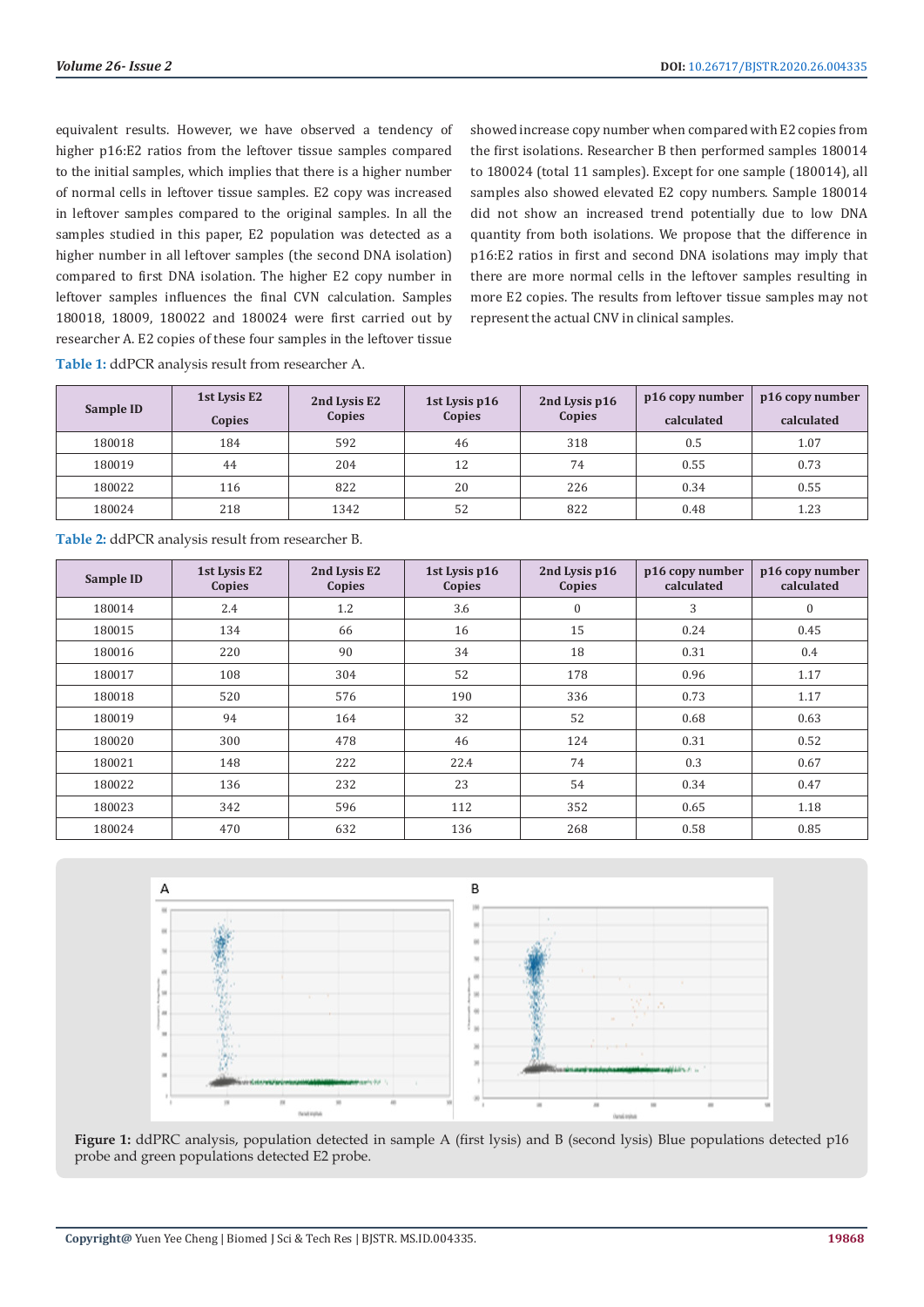equivalent results. However, we have observed a tendency of higher p16:E2 ratios from the leftover tissue samples compared to the initial samples, which implies that there is a higher number of normal cells in leftover tissue samples. E2 copy was increased in leftover samples compared to the original samples. In all the samples studied in this paper, E2 population was detected as a higher number in all leftover samples (the second DNA isolation) compared to first DNA isolation. The higher E2 copy number in leftover samples influences the final CVN calculation. Samples 180018, 18009, 180022 and 180024 were first carried out by researcher A. E2 copies of these four samples in the leftover tissue showed increase copy number when compared with E2 copies from the first isolations. Researcher B then performed samples 180014 to 180024 (total 11 samples). Except for one sample (180014), all samples also showed elevated E2 copy numbers. Sample 180014 did not show an increased trend potentially due to low DNA quantity from both isolations. We propose that the difference in p16:E2 ratios in first and second DNA isolations may imply that there are more normal cells in the leftover samples resulting in more E2 copies. The results from leftover tissue samples may not represent the actual CNV in clinical samples.

**Table 1:** ddPCR analysis result from researcher A.

| Sample ID | 1st Lysis E2 Copies | 2nd Lysis E2 Copies | 1st Lysis p16 Copies | 2nd Lysis p16 Copies | p16 copy number calculated | p16 copy number calculated |
|---|---|---|---|---|---|---|
| 180018 | 184 | 592 | 46 | 318 | 0.5 | 1.07 |
| 180019 | 44 | 204 | 12 | 74 | 0.55 | 0.73 |
| 180022 | 116 | 822 | 20 | 226 | 0.34 | 0.55 |
| 180024 | 218 | 1342 | 52 | 822 | 0.48 | 1.23 |

**Table 2:** ddPCR analysis result from researcher B.

| Sample ID | 1st Lysis E2 Copies | 2nd Lysis E2 Copies | 1st Lysis p16 Copies | 2nd Lysis p16 Copies | p16 copy number calculated | p16 copy number calculated |
|---|---|---|---|---|---|---|
| 180014 | 2.4 | 1.2 | 3.6 | 0 | 3 | 0 |
| 180015 | 134 | 66 | 16 | 15 | 0.24 | 0.45 |
| 180016 | 220 | 90 | 34 | 18 | 0.31 | 0.4 |
| 180017 | 108 | 304 | 52 | 178 | 0.96 | 1.17 |
| 180018 | 520 | 576 | 190 | 336 | 0.73 | 1.17 |
| 180019 | 94 | 164 | 32 | 52 | 0.68 | 0.63 |
| 180020 | 300 | 478 | 46 | 124 | 0.31 | 0.52 |
| 180021 | 148 | 222 | 22.4 | 74 | 0.3 | 0.67 |
| 180022 | 136 | 232 | 23 | 54 | 0.34 | 0.47 |
| 180023 | 342 | 596 | 112 | 352 | 0.65 | 1.18 |
| 180024 | 470 | 632 | 136 | 268 | 0.58 | 0.85 |

**Figure 1:** ddPRC analysis, population detected in sample A (first lysis) and B (second lysis) Blue populations detected p16 probe and green populations detected E2 probe.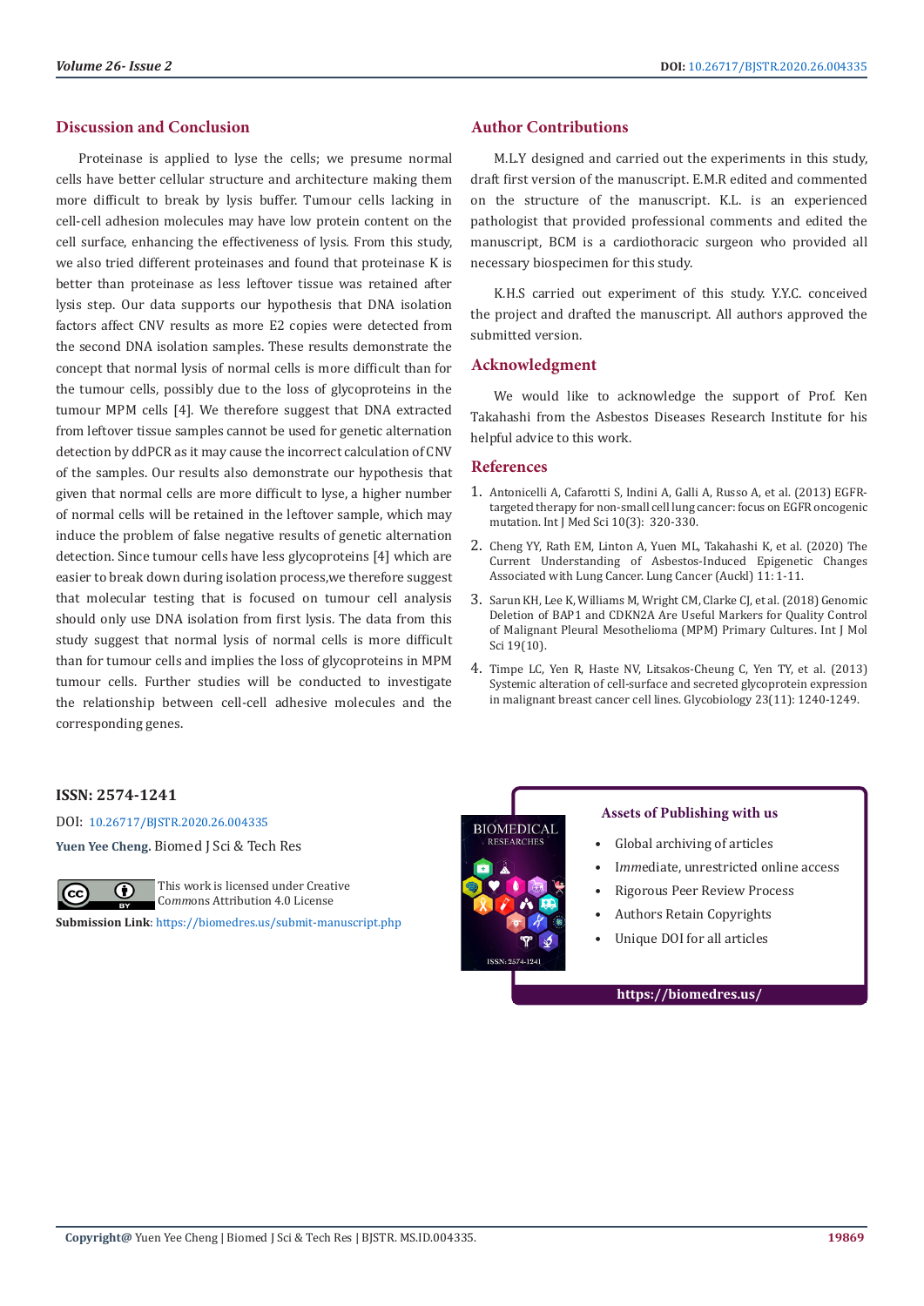## Discussion and Conclusion

Proteinase is applied to lyse the cells; we presume normal cells have better cellular structure and architecture making them more difficult to break by lysis buffer. Tumour cells lacking in cell-cell adhesion molecules may have low protein content on the cell surface, enhancing the effectiveness of lysis. From this study, we also tried different proteinases and found that proteinase K is better than proteinase as less leftover tissue was retained after lysis step. Our data supports our hypothesis that DNA isolation factors affect CNV results as more E2 copies were detected from the second DNA isolation samples. These results demonstrate the concept that normal lysis of normal cells is more difficult than for the tumour cells, possibly due to the loss of glycoproteins in the tumour MPM cells [4]. We therefore suggest that DNA extracted from leftover tissue samples cannot be used for genetic alternation detection by ddPCR as it may cause the incorrect calculation of CNV of the samples. Our results also demonstrate our hypothesis that given that normal cells are more difficult to lyse, a higher number of normal cells will be retained in the leftover sample, which may induce the problem of false negative results of genetic alternation detection. Since tumour cells have less glycoproteins [4] which are easier to break down during isolation process,we therefore suggest that molecular testing that is focused on tumour cell analysis should only use DNA isolation from first lysis. The data from this study suggest that normal lysis of normal cells is more difficult than for tumour cells and implies the loss of glycoproteins in MPM tumour cells. Further studies will be conducted to investigate the relationship between cell-cell adhesive molecules and the corresponding genes.

## Author Contributions

M.L.Y designed and carried out the experiments in this study, draft first version of the manuscript. E.M.R edited and commented on the structure of the manuscript. K.L. is an experienced pathologist that provided professional comments and edited the manuscript, BCM is a cardiothoracic surgeon who provided all necessary biospecimen for this study.

K.H.S carried out experiment of this study. Y.Y.C. conceived the project and drafted the manuscript. All authors approved the submitted version.

## Acknowledgment

We would like to acknowledge the support of Prof. Ken Takahashi from the Asbestos Diseases Research Institute for his helpful advice to this work.

## References

1. Antonicelli A, Cafarotti S, Indini A, Galli A, Russo A, et al. (2013) EGFR-targeted therapy for non-small cell lung cancer: focus on EGFR oncogenic mutation. Int J Med Sci 10(3): 320-330.
2. Cheng YY, Rath EM, Linton A, Yuen ML, Takahashi K, et al. (2020) The Current Understanding of Asbestos-Induced Epigenetic Changes Associated with Lung Cancer. Lung Cancer (Auckl) 11: 1-11.
3. Sarun KH, Lee K, Williams M, Wright CM, Clarke CJ, et al. (2018) Genomic Deletion of BAP1 and CDKN2A Are Useful Markers for Quality Control of Malignant Pleural Mesothelioma (MPM) Primary Cultures. Int J Mol Sci 19(10).
4. Timpe LC, Yen R, Haste NV, Litsakos-Cheung C, Yen TY, et al. (2013) Systemic alteration of cell-surface and secreted glycoprotein expression in malignant breast cancer cell lines. Glycobiology 23(11): 1240-1249.

**ISSN: 2574-1241**

DOI: 10.26717/BJSTR.2020.26.004335

**Yuen Yee Cheng.** Biomed J Sci & Tech Res

This work is licensed under Creative Commons Attribution 4.0 License

**Submission Link**: https://biomedres.us/submit-manuscript.php

**Assets of Publishing with us**

- Global archiving of articles
- Immediate, unrestricted online access
- Rigorous Peer Review Process
- Authors Retain Copyrights
- Unique DOI for all articles

https://biomedres.us/